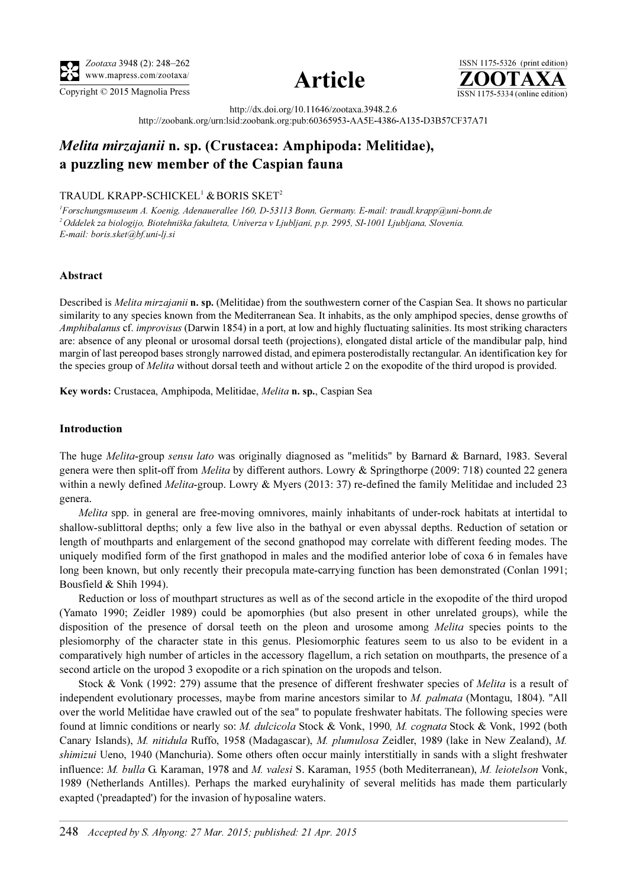http://dx.doi.org/10.11646/zootaxa.3948.2.6

http://zoobank.org/urn:lsid:zoobank.org:pub:60365953-AA5E-4386-A135-D3B57CF37A71

# *Melita mirzajanii* n. sp. (Crustacea: Amphipoda: Melitidae), a puzzling new member of the Caspian fauna

TRAUDL KRAPP-SCHICKEL[1] & BORIS SKET[2]

[1]Forschungsmuseum A. Koenig, Adenauerallee 160, D-53113 Bonn, Germany. E-mail: traudl.krapp@uni-bonn.de

[2]Oddelek za biologijo, Biotehniška fakulteta, Univerza v Ljubljani, p.p. 2995, SI-1001 Ljubljana, Slovenia. E-mail: boris.sket@bf.uni-lj.si

## Abstract

Described is *Melita mirzajanii* **n. sp.** (Melitidae) from the southwestern corner of the Caspian Sea. It shows no particular similarity to any species known from the Mediterranean Sea. It inhabits, as the only amphipod species, dense growths of *Amphibalanus* cf. *improvisus* (Darwin 1854) in a port, at low and highly fluctuating salinities. Its most striking characters are: absence of any pleonal or urosomal dorsal teeth (projections), elongated distal article of the mandibular palp, hind margin of last pereopod bases strongly narrowed distad, and epimera posterodistally rectangular. An identification key for the species group of *Melita* without dorsal teeth and without article 2 on the exopodite of the third uropod is provided.

**Key words:** Crustacea, Amphipoda, Melitidae, *Melita* **n. sp.**, Caspian Sea

## Introduction

The huge *Melita*-group *sensu lato* was originally diagnosed as "melitids" by Barnard & Barnard, 1983. Several genera were then split-off from *Melita* by different authors. Lowry & Springthorpe (2009: 718) counted 22 genera within a newly defined *Melita*-group. Lowry & Myers (2013: 37) re-defined the family Melitidae and included 23 genera.

*Melita* spp. in general are free-moving omnivores, mainly inhabitants of under-rock habitats at intertidal to shallow-sublittoral depths; only a few live also in the bathyal or even abyssal depths. Reduction of setation or length of mouthparts and enlargement of the second gnathopod may correlate with different feeding modes. The uniquely modified form of the first gnathopod in males and the modified anterior lobe of coxa 6 in females have long been known, but only recently their precopula mate-carrying function has been demonstrated (Conlan 1991; Bousfield & Shih 1994).

Reduction or loss of mouthpart structures as well as of the second article in the exopodite of the third uropod (Yamato 1990; Zeidler 1989) could be apomorphies (but also present in other unrelated groups), while the disposition of the presence of dorsal teeth on the pleon and urosome among *Melita* species points to the plesiomorphy of the character state in this genus. Plesiomorphic features seem to us also to be evident in a comparatively high number of articles in the accessory flagellum, a rich setation on mouthparts, the presence of a second article on the uropod 3 exopodite or a rich spination on the uropods and telson.

Stock & Vonk (1992: 279) assume that the presence of different freshwater species of *Melita* is a result of independent evolutionary processes, maybe from marine ancestors similar to *M. palmata* (Montagu, 1804). "All over the world Melitidae have crawled out of the sea" to populate freshwater habitats. The following species were found at limnic conditions or nearly so: *M. dulcicola* Stock & Vonk, 1990*, M. cognata* Stock & Vonk, 1992 (both Canary Islands), *M. nitidula* Ruffo, 1958 (Madagascar), *M. plumulosa* Zeidler, 1989 (lake in New Zealand), *M. shimizui* Ueno, 1940 (Manchuria). Some others often occur mainly interstitially in sands with a slight freshwater influence: *M. bulla* G. Karaman, 1978 and *M. valesi* S. Karaman, 1955 (both Mediterranean), *M. leiotelson* Vonk, 1989 (Netherlands Antilles). Perhaps the marked euryhalinity of several melitids has made them particularly exapted ('preadapted') for the invasion of hyposaline waters.

*Accepted by S. Ahyong: 27 Mar. 2015; published: 21 Apr. 2015*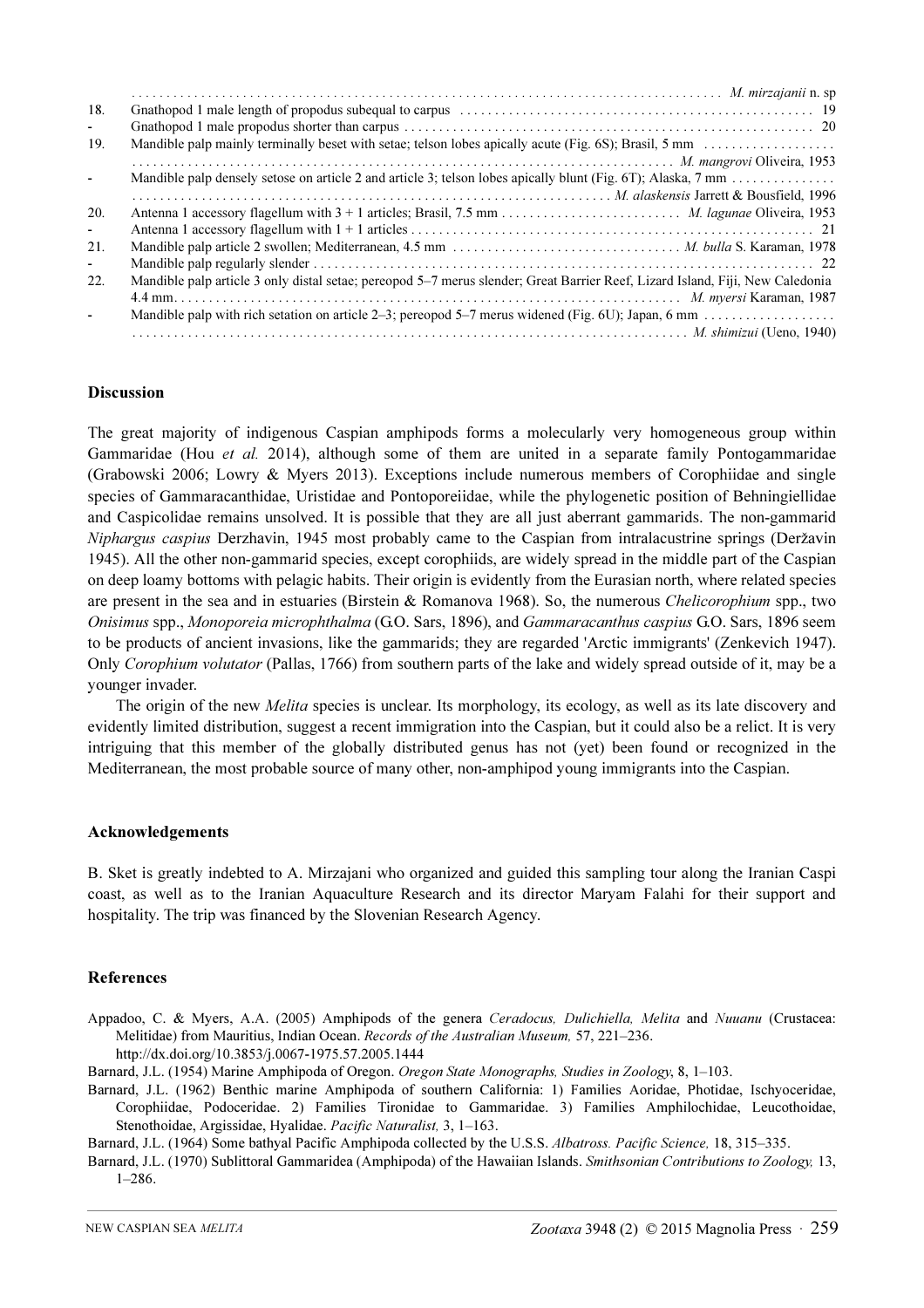. . . . . . . . . . . . . . . . . . . . . . . . . . . . . . . . . . . . . . . . . . . . . . . . . . . . . . . . . . . . . . . . . . . . . . . . . . . . . . . . . . . *M. mirzajanii* n. sp

18. Gnathopod 1 male length of propodus subequal to carpus . . . . . . . . . . . . . . . . . . . . . . . . . . . . . . . . . . . . . . . . . . . . . . . . . . 19
- Gnathopod 1 male propodus shorter than carpus . . . . . . . . . . . . . . . . . . . . . . . . . . . . . . . . . . . . . . . . . . . . . . . . . . . . . . . . . . 20

19. Mandible palp mainly terminally beset with setae; telson lobes apically acute (Fig. 6S); Brasil, 5 mm . . . . . . . . . . . . . . . . . . . . . . . . . . . . . . . . . . . . . . . . . . . . . . . . . . . . . . . . . . . . . . . . . . . . . . . . . . . . . . . . . . . . . . . . . . . . *M. mangrovi* Oliveira, 1953
- Mandible palp densely setose on article 2 and article 3; telson lobes apically blunt (Fig. 6T); Alaska, 7 mm . . . . . . . . . . . . . . . . . . . . . . . . . . . . . . . . . . . . . . . . . . . . . . . . . . . . . . . . . . . . . . . . . . . . . . . . . . . . . . . . . . . . *M. alaskensis* Jarrett & Bousfield, 1996

20. Antenna 1 accessory flagellum with 3 + 1 articles; Brasil, 7.5 mm . . . . . . . . . . . . . . . . . . . . . . . . . . *M. lagunae* Oliveira, 1953
- Antenna 1 accessory flagellum with 1 + 1 articles . . . . . . . . . . . . . . . . . . . . . . . . . . . . . . . . . . . . . . . . . . . . . . . . . . . . . . . . . . 21

21. Mandible palp article 2 swollen; Mediterranean, 4.5 mm . . . . . . . . . . . . . . . . . . . . . . . . . . . . . . . . *M. bulla* S. Karaman, 1978
- Mandible palp regularly slender . . . . . . . . . . . . . . . . . . . . . . . . . . . . . . . . . . . . . . . . . . . . . . . . . . . . . . . . . . . . . . . . . . . . . . . 22

22. Mandible palp article 3 only distal setae; pereopod 5–7 merus slender; Great Barrier Reef, Lizard Island, Fiji, New Caledonia 4.4 mm. . . . . . . . . . . . . . . . . . . . . . . . . . . . . . . . . . . . . . . . . . . . . . . . . . . . . . . . . . . . . . . . . . . . . *M. myersi* Karaman, 1987
- Mandible palp with rich setation on article 2–3; pereopod 5–7 merus widened (Fig. 6U); Japan, 6 mm . . . . . . . . . . . . . . . . . . . . . . . . . . . . . . . . . . . . . . . . . . . . . . . . . . . . . . . . . . . . . . . . . . . . . . . . . . . . . . . . . . . . . . . . . . . . *M. shimizui* (Ueno, 1940)

## Discussion

The great majority of indigenous Caspian amphipods forms a molecularly very homogeneous group within Gammaridae (Hou *et al.* 2014), although some of them are united in a separate family Pontogammaridae (Grabowski 2006; Lowry & Myers 2013). Exceptions include numerous members of Corophiidae and single species of Gammaracanthidae, Uristidae and Pontoporeiidae, while the phylogenetic position of Behningiellidae and Caspicolidae remains unsolved. It is possible that they are all just aberrant gammarids. The non-gammarid *Niphargus caspius* Derzhavin, 1945 most probably came to the Caspian from intralacustrine springs (Deržavin 1945). All the other non-gammarid species, except corophiids, are widely spread in the middle part of the Caspian on deep loamy bottoms with pelagic habits. Their origin is evidently from the Eurasian north, where related species are present in the sea and in estuaries (Birstein & Romanova 1968). So, the numerous *Chelicorophium* spp., two *Onisimus* spp., *Monoporeia microphthalma* (G.O. Sars, 1896), and *Gammaracanthus caspius* G.O. Sars, 1896 seem to be products of ancient invasions, like the gammarids; they are regarded 'Arctic immigrants' (Zenkevich 1947). Only *Corophium volutator* (Pallas, 1766) from southern parts of the lake and widely spread outside of it, may be a younger invader.

The origin of the new *Melita* species is unclear. Its morphology, its ecology, as well as its late discovery and evidently limited distribution, suggest a recent immigration into the Caspian, but it could also be a relict. It is very intriguing that this member of the globally distributed genus has not (yet) been found or recognized in the Mediterranean, the most probable source of many other, non-amphipod young immigrants into the Caspian.

## Acknowledgements

B. Sket is greatly indebted to A. Mirzajani who organized and guided this sampling tour along the Iranian Caspi coast, as well as to the Iranian Aquaculture Research and its director Maryam Falahi for their support and hospitality. The trip was financed by the Slovenian Research Agency.

## References

Appadoo, C. & Myers, A.A. (2005) Amphipods of the genera *Ceradocus, Dulichiella, Melita* and *Nuuanu* (Crustacea: Melitidae) from Mauritius, Indian Ocean. *Records of the Australian Museum,* 57, 221–236. http://dx.doi.org/10.3853/j.0067-1975.57.2005.1444

Barnard, J.L. (1954) Marine Amphipoda of Oregon. *Oregon State Monographs, Studies in Zoology,* 8, 1–103.

Barnard, J.L. (1962) Benthic marine Amphipoda of southern California: 1) Families Aoridae, Photidae, Ischyoceridae, Corophiidae, Podoceridae. 2) Families Tironidae to Gammaridae. 3) Families Amphilochidae, Leucothoidae, Stenothoidae, Argissidae, Hyalidae. *Pacific Naturalist,* 3, 1–163.

Barnard, J.L. (1964) Some bathyal Pacific Amphipoda collected by the U.S.S. *Albatross. Pacific Science,* 18, 315–335.

Barnard, J.L. (1970) Sublittoral Gammaridea (Amphipoda) of the Hawaiian Islands. *Smithsonian Contributions to Zoology,* 13, 1–286.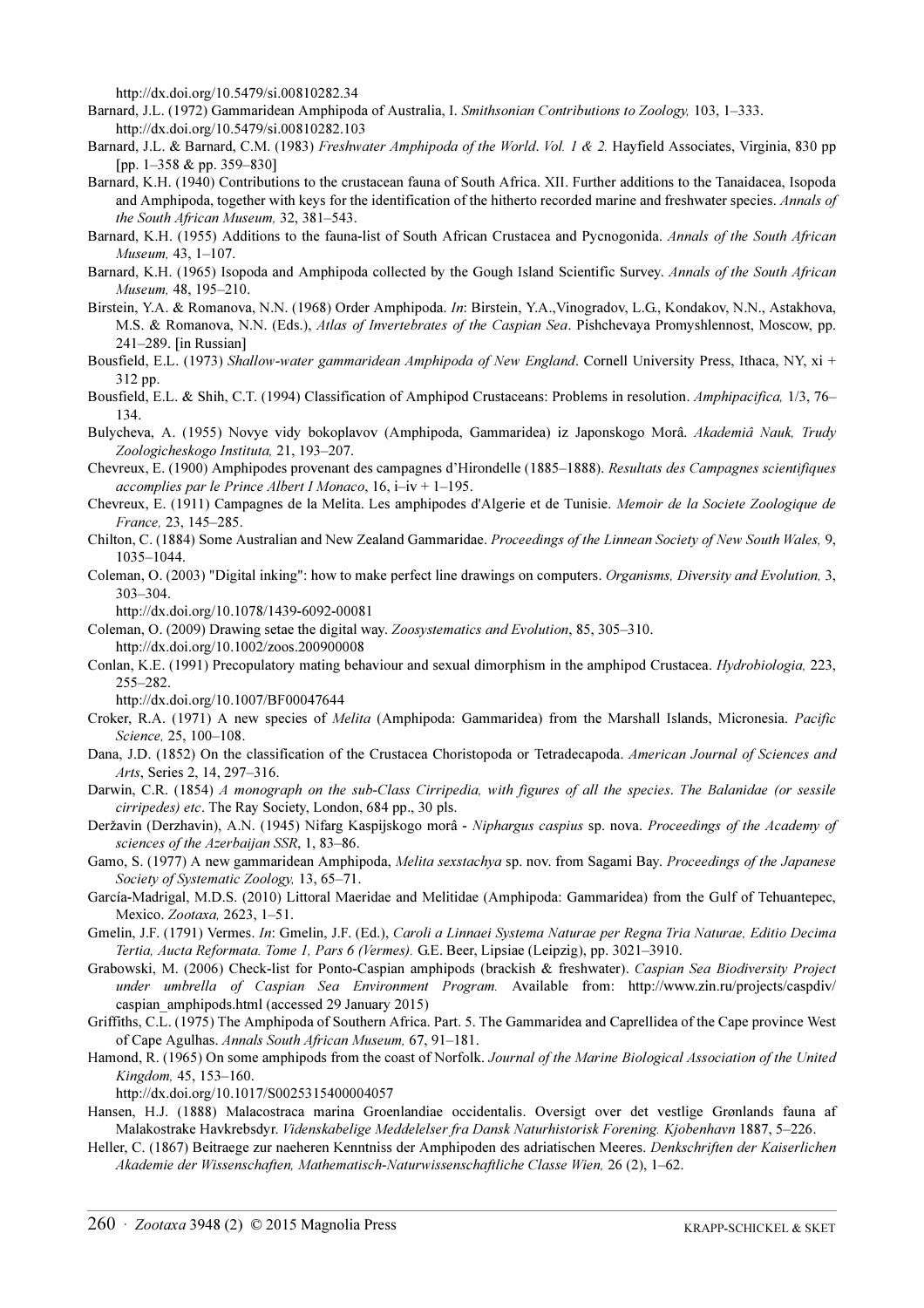http://dx.doi.org/10.5479/si.00810282.34

Barnard, J.L. (1972) Gammaridean Amphipoda of Australia, I. *Smithsonian Contributions to Zoology,* 103, 1–333. http://dx.doi.org/10.5479/si.00810282.103

Barnard, J.L. & Barnard, C.M. (1983) *Freshwater Amphipoda of the World*. *Vol. 1 & 2.* Hayfield Associates, Virginia, 830 pp [pp. 1–358 & pp. 359–830]

Barnard, K.H. (1940) Contributions to the crustacean fauna of South Africa. XII. Further additions to the Tanaidacea, Isopoda and Amphipoda, together with keys for the identification of the hitherto recorded marine and freshwater species. *Annals of the South African Museum,* 32, 381–543.

Barnard, K.H. (1955) Additions to the fauna-list of South African Crustacea and Pycnogonida. *Annals of the South African Museum,* 43, 1–107.

Barnard, K.H. (1965) Isopoda and Amphipoda collected by the Gough Island Scientific Survey. *Annals of the South African Museum,* 48, 195–210.

Birstein, Y.A. & Romanova, N.N. (1968) Order Amphipoda. *In*: Birstein, Y.A.,Vinogradov, L.G., Kondakov, N.N., Astakhova, M.S. & Romanova, N.N. (Eds.), *Atlas of Invertebrates of the Caspian Sea*. Pishchevaya Promyshlennost, Moscow, pp. 241–289. [in Russian]

Bousfield, E.L. (1973) *Shallow-water gammaridean Amphipoda of New England*. Cornell University Press, Ithaca, NY, xi + 312 pp.

Bousfield, E.L. & Shih, C.T. (1994) Classification of Amphipod Crustaceans: Problems in resolution. *Amphipacifica,* 1/3, 76–134.

Bulycheva, A. (1955) Novye vidy bokoplavov (Amphipoda, Gammaridea) iz Japonskogo Morâ. *Akademiâ Nauk, Trudy Zoologicheskogo Instituta,* 21, 193–207.

Chevreux, E. (1900) Amphipodes provenant des campagnes d'Hirondelle (1885–1888). *Resultats des Campagnes scientifiques accomplies par le Prince Albert I Monaco*, 16, i–iv + 1–195.

Chevreux, E. (1911) Campagnes de la Melita. Les amphipodes d'Algerie et de Tunisie. *Memoir de la Societe Zoologique de France,* 23, 145–285.

Chilton, C. (1884) Some Australian and New Zealand Gammaridae. *Proceedings of the Linnean Society of New South Wales,* 9, 1035–1044.

Coleman, O. (2003) "Digital inking": how to make perfect line drawings on computers. *Organisms, Diversity and Evolution,* 3, 303–304. http://dx.doi.org/10.1078/1439-6092-00081

Coleman, O. (2009) Drawing setae the digital way. *Zoosystematics and Evolution*, 85, 305–310. http://dx.doi.org/10.1002/zoos.200900008

Conlan, K.E. (1991) Precopulatory mating behaviour and sexual dimorphism in the amphipod Crustacea. *Hydrobiologia,* 223, 255–282. http://dx.doi.org/10.1007/BF00047644

Croker, R.A. (1971) A new species of *Melita* (Amphipoda: Gammaridea) from the Marshall Islands, Micronesia. *Pacific Science,* 25, 100–108.

Dana, J.D. (1852) On the classification of the Crustacea Choristopoda or Tetradecapoda. *American Journal of Sciences and Arts*, Series 2, 14, 297–316.

Darwin, C.R. (1854) *A monograph on the sub-Class Cirripedia, with figures of all the species*. *The Balanidae (or sessile cirripedes) etc*. The Ray Society, London, 684 pp., 30 pls.

Deržavin (Derzhavin), A.N. (1945) Nifarg Kaspijskogo morâ - *Niphargus caspius* sp. nova. *Proceedings of the Academy of sciences of the Azerbaijan SSR*, 1, 83–86.

Gamo, S. (1977) A new gammaridean Amphipoda, *Melita sexstachya* sp. nov. from Sagami Bay. *Proceedings of the Japanese Society of Systematic Zoology,* 13, 65–71.

García-Madrigal, M.D.S. (2010) Littoral Maeridae and Melitidae (Amphipoda: Gammaridea) from the Gulf of Tehuantepec, Mexico. *Zootaxa,* 2623, 1–51.

Gmelin, J.F. (1791) Vermes. *In*: Gmelin, J.F. (Ed.), *Caroli a Linnaei Systema Naturae per Regna Tria Naturae, Editio Decima Tertia, Aucta Reformata. Tome 1, Pars 6 (Vermes).* G.E. Beer, Lipsiae (Leipzig), pp. 3021–3910.

Grabowski, M. (2006) Check-list for Ponto-Caspian amphipods (brackish & freshwater). *Caspian Sea Biodiversity Project under umbrella of Caspian Sea Environment Program.* Available from: http://www.zin.ru/projects/caspdiv/caspian_amphipods.html (accessed 29 January 2015)

Griffiths, C.L. (1975) The Amphipoda of Southern Africa. Part. 5. The Gammaridea and Caprellidea of the Cape province West of Cape Agulhas. *Annals South African Museum,* 67, 91–181.

Hamond, R. (1965) On some amphipods from the coast of Norfolk. *Journal of the Marine Biological Association of the United Kingdom,* 45, 153–160. http://dx.doi.org/10.1017/S0025315400004057

Hansen, H.J. (1888) Malacostraca marina Groenlandiae occidentalis. Oversigt over det vestlige Grønlands fauna af Malakostrake Havkrebsdyr. *Videnskabelige Meddelelser fra Dansk Naturhistorisk Forening. Kjobenhavn* 1887, 5–226.

Heller, C. (1867) Beitraege zur naeheren Kenntniss der Amphipoden des adriatischen Meeres. *Denkschriften der Kaiserlichen Akademie der Wissenschaften, Mathematisch-Naturwissenschaftliche Classe Wien,* 26 (2), 1–62.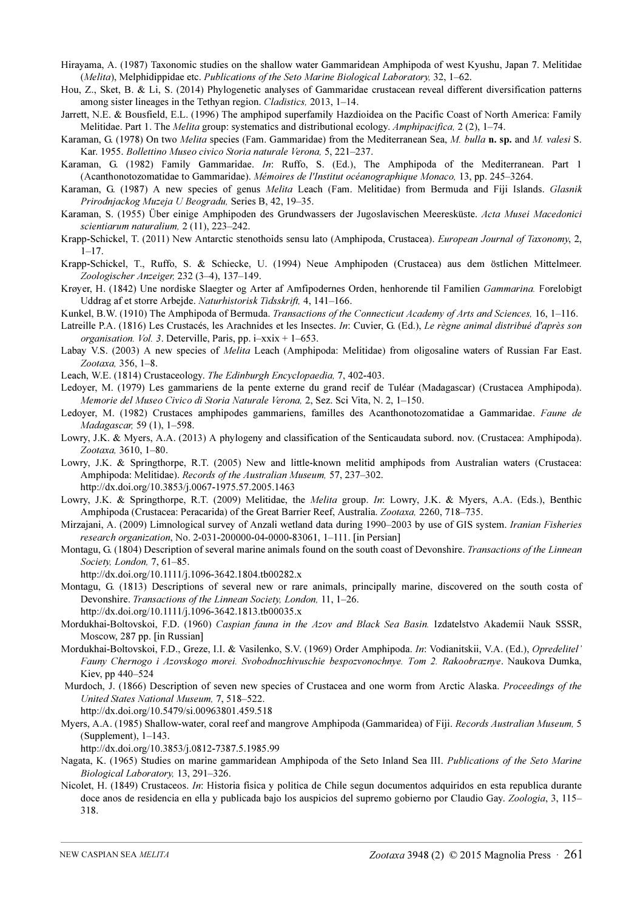Hirayama, A. (1987) Taxonomic studies on the shallow water Gammaridean Amphipoda of west Kyushu, Japan 7. Melitidae (*Melita*), Melphidippidae etc. *Publications of the Seto Marine Biological Laboratory,* 32, 1–62.

Hou, Z., Sket, B. & Li, S. (2014) Phylogenetic analyses of Gammaridae crustacean reveal different diversification patterns among sister lineages in the Tethyan region. *Cladistics,* 2013, 1–14.

Jarrett, N.E. & Bousfield, E.L. (1996) The amphipod superfamily Hazdioidea on the Pacific Coast of North America: Family Melitidae. Part 1. The *Melita* group: systematics and distributional ecology. *Amphipacifica,* 2 (2), 1–74.

Karaman, G. (1978) On two *Melita* species (Fam. Gammaridae) from the Mediterranean Sea, *M. bulla* **n. sp.** and *M. valesi* S. Kar. 1955. *Bollettino Museo civico Storia naturale Verona,* 5, 221–237.

Karaman, G. (1982) Family Gammaridae. *In*: Ruffo, S. (Ed.), The Amphipoda of the Mediterranean. Part 1 (Acanthonotozomatidae to Gammaridae). *Mémoires de l'Institut océanographique Monaco,* 13, pp. 245–3264.

Karaman, G. (1987) A new species of genus *Melita* Leach (Fam. Melitidae) from Bermuda and Fiji Islands. *Glasnik Prirodnjackog Muzeja U Beogradu,* Series B, 42, 19–35.

Karaman, S. (1955) Über einige Amphipoden des Grundwassers der Jugoslavischen Meeresküste. *Acta Musei Macedonici scientiarum naturalium,* 2 (11), 223–242.

Krapp-Schickel, T. (2011) New Antarctic stenothoids sensu lato (Amphipoda, Crustacea). *European Journal of Taxonomy*, 2, 1–17.

Krapp-Schickel, T., Ruffo, S. & Schiecke, U. (1994) Neue Amphipoden (Crustacea) aus dem östlichen Mittelmeer. *Zoologischer Anzeiger,* 232 (3–4), 137–149.

Krøyer, H. (1842) Une nordiske Slaegter og Arter af Amfipodernes Orden, henhorende til Familien *Gammarina.* Forelobigt Uddrag af et storre Arbejde. *Naturhistorisk Tidsskrift,* 4, 141–166.

Kunkel, B.W. (1910) The Amphipoda of Bermuda. *Transactions of the Connecticut Academy of Arts and Sciences,* 16, 1–116.

Latreille P.A. (1816) Les Crustacés, les Arachnides et les Insectes. *In*: Cuvier, G. (Ed.), *Le règne animal distribué d'après son organisation. Vol. 3*. Deterville, Paris, pp. i–xxix + 1–653.

Labay V.S. (2003) A new species of *Melita* Leach (Amphipoda: Melitidae) from oligosaline waters of Russian Far East. *Zootaxa,* 356, 1–8.

Leach, W.E. (1814) Crustaceology. *The Edinburgh Encyclopaedia,* 7, 402-403.

Ledoyer, M. (1979) Les gammariens de la pente externe du grand recif de Tuléar (Madagascar) (Crustacea Amphipoda). *Memorie del Museo Civico di Storia Naturale Verona,* 2, Sez. Sci Vita, N. 2, 1–150.

Ledoyer, M. (1982) Crustaces amphipodes gammariens, familles des Acanthonotozomatidae a Gammaridae. *Faune de Madagascar,* 59 (1), 1–598.

Lowry, J.K. & Myers, A.A. (2013) A phylogeny and classification of the Senticaudata subord. nov. (Crustacea: Amphipoda). *Zootaxa,* 3610, 1–80.

Lowry, J.K. & Springthorpe, R.T. (2005) New and little-known melitid amphipods from Australian waters (Crustacea: Amphipoda: Melitidae). *Records of the Australian Museum,* 57, 237–302.
http://dx.doi.org/10.3853/j.0067-1975.57.2005.1463

Lowry, J.K. & Springthorpe, R.T. (2009) Melitidae, the *Melita* group. *In*: Lowry, J.K. & Myers, A.A. (Eds.), Benthic Amphipoda (Crustacea: Peracarida) of the Great Barrier Reef, Australia. *Zootaxa,* 2260, 718–735.

Mirzajani, A. (2009) Limnological survey of Anzali wetland data during 1990–2003 by use of GIS system. *Iranian Fisheries research organization*, No. 2-031-200000-04-0000-83061, 1–111. [in Persian]

Montagu, G. (1804) Description of several marine animals found on the south coast of Devonshire. *Transactions of the Linnean Society, London,* 7, 61–85.
http://dx.doi.org/10.1111/j.1096-3642.1804.tb00282.x

Montagu, G. (1813) Descriptions of several new or rare animals, principally marine, discovered on the south costa of Devonshire. *Transactions of the Linnean Society, London,* 11, 1–26.
http://dx.doi.org/10.1111/j.1096-3642.1813.tb00035.x

Mordukhai-Boltovskoi, F.D. (1960) *Caspian fauna in the Azov and Black Sea Basin.* Izdatelstvo Akademii Nauk SSSR, Moscow, 287 pp. [in Russian]

Mordukhai-Boltovskoi, F.D., Greze, I.I. & Vasilenko, S.V. (1969) Order Amphipoda. *In*: Vodianitskii, V.A. (Ed.), *Opredelitel' Fauny Chernogo i Azovskogo morei. Svobodnozhivuschie bespozvonochnye. Tom 2. Rakoobraznye*. Naukova Dumka, Kiev, pp 440–524

Murdoch, J. (1866) Description of seven new species of Crustacea and one worm from Arctic Alaska. *Proceedings of the United States National Museum,* 7, 518–522.
http://dx.doi.org/10.5479/si.00963801.459.518

Myers, A.A. (1985) Shallow-water, coral reef and mangrove Amphipoda (Gammaridea) of Fiji. *Records Australian Museum,* 5 (Supplement), 1–143.
http://dx.doi.org/10.3853/j.0812-7387.5.1985.99

Nagata, K. (1965) Studies on marine gammaridean Amphipoda of the Seto Inland Sea III. *Publications of the Seto Marine Biological Laboratory,* 13, 291–326.

Nicolet, H. (1849) Crustaceos. *In*: Historia fisica y politica de Chile segun documentos adquiridos en esta republica durante doce anos de residencia en ella y publicada bajo los auspicios del supremo gobierno por Claudio Gay. *Zoologia*, 3, 115–318.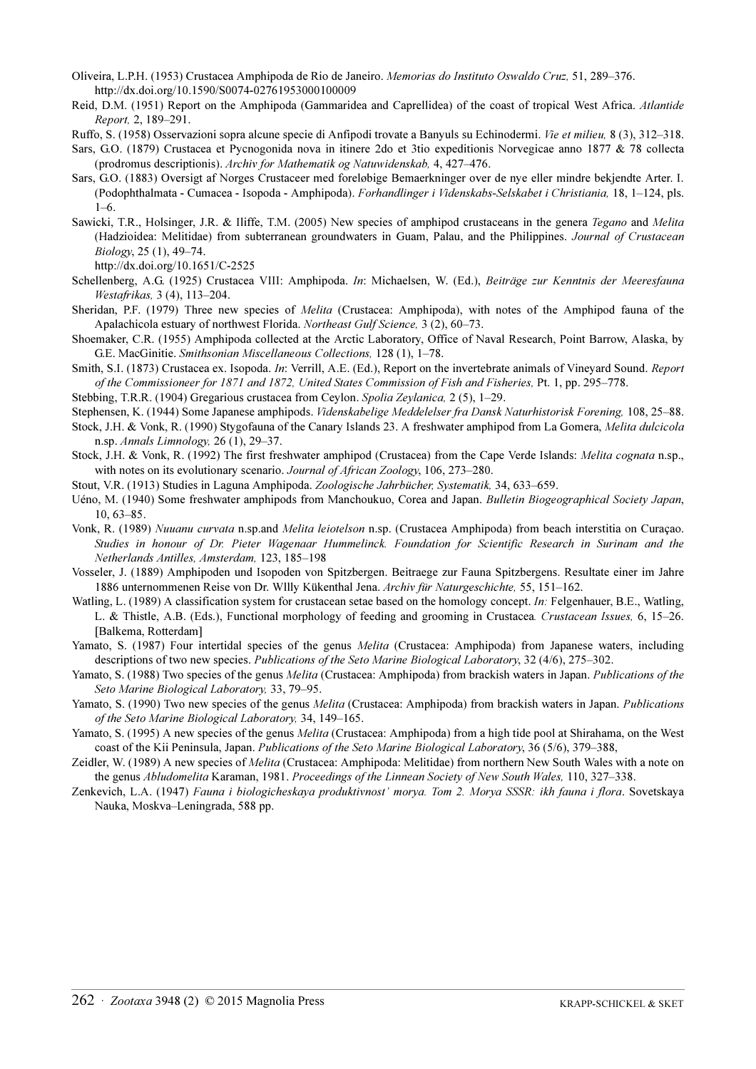Oliveira, L.P.H. (1953) Crustacea Amphipoda de Rio de Janeiro. *Memorias do Instituto Oswaldo Cruz,* 51, 289–376. http://dx.doi.org/10.1590/S0074-02761953000100009

Reid, D.M. (1951) Report on the Amphipoda (Gammaridea and Caprellidea) of the coast of tropical West Africa. *Atlantide Report,* 2, 189–291.

Ruffo, S. (1958) Osservazioni sopra alcune specie di Anfipodi trovate a Banyuls su Echinodermi. *Vie et milieu,* 8 (3), 312–318.

Sars, G.O. (1879) Crustacea et Pycnogonida nova in itinere 2do et 3tio expeditionis Norvegicae anno 1877 & 78 collecta (prodromus descriptionis). *Archiv for Mathematik og Natuwidenskab,* 4, 427–476.

Sars, G.O. (1883) Oversigt af Norges Crustaceer med foreløbige Bemaerkninger over de nye eller mindre bekjendte Arter. I. (Podophthalmata - Cumacea - Isopoda - Amphipoda). *Forhandlinger i Videnskabs-Selskabet i Christiania,* 18, 1–124, pls. 1–6.

Sawicki, T.R., Holsinger, J.R. & Iliffe, T.M. (2005) New species of amphipod crustaceans in the genera *Tegano* and *Melita* (Hadzioidea: Melitidae) from subterranean groundwaters in Guam, Palau, and the Philippines. *Journal of Crustacean Biology*, 25 (1), 49–74. http://dx.doi.org/10.1651/C-2525

Schellenberg, A.G. (1925) Crustacea VIII: Amphipoda. *In*: Michaelsen, W. (Ed.), *Beiträge zur Kenntnis der Meeresfauna Westafrikas,* 3 (4), 113–204.

Sheridan, P.F. (1979) Three new species of *Melita* (Crustacea: Amphipoda), with notes of the Amphipod fauna of the Apalachicola estuary of northwest Florida. *Northeast Gulf Science,* 3 (2), 60–73.

Shoemaker, C.R. (1955) Amphipoda collected at the Arctic Laboratory, Office of Naval Research, Point Barrow, Alaska, by G.E. MacGinitie. *Smithsonian Miscellaneous Collections,* 128 (1), 1–78.

Smith, S.I. (1873) Crustacea ex. Isopoda. *In*: Verrill, A.E. (Ed.), Report on the invertebrate animals of Vineyard Sound. *Report of the Commissioneer for 1871 and 1872, United States Commission of Fish and Fisheries,* Pt. 1, pp. 295–778.

Stebbing, T.R.R. (1904) Gregarious crustacea from Ceylon. *Spolia Zeylanica,* 2 (5), 1–29.

Stephensen, K. (1944) Some Japanese amphipods. *Videnskabelige Meddelelser fra Dansk Naturhistorisk Forening,* 108, 25–88.

Stock, J.H. & Vonk, R. (1990) Stygofauna of the Canary Islands 23. A freshwater amphipod from La Gomera, *Melita dulcicola* n.sp. *Annals Limnology,* 26 (1), 29–37.

Stock, J.H. & Vonk, R. (1992) The first freshwater amphipod (Crustacea) from the Cape Verde Islands: *Melita cognata* n.sp., with notes on its evolutionary scenario. *Journal of African Zoology*, 106, 273–280.

Stout, V.R. (1913) Studies in Laguna Amphipoda. *Zoologische Jahrbücher, Systematik,* 34, 633–659.

Uéno, M. (1940) Some freshwater amphipods from Manchoukuo, Corea and Japan. *Bulletin Biogeographical Society Japan*, 10, 63–85.

Vonk, R. (1989) *Nuuanu curvata* n.sp.and *Melita leiotelson* n.sp. (Crustacea Amphipoda) from beach interstitia on Curaçao. *Studies in honour of Dr. Pieter Wagenaar Hummelinck. Foundation for Scientific Research in Surinam and the Netherlands Antilles, Amsterdam,* 123, 185–198

Vosseler, J. (1889) Amphipoden und Isopoden von Spitzbergen. Beitraege zur Fauna Spitzbergens. Resultate einer im Jahre 1886 unternommenen Reise von Dr. Wllly Kükenthal Jena. *Archiv für Naturgeschichte,* 55, 151–162.

Watling, L. (1989) A classification system for crustacean setae based on the homology concept. *In:* Felgenhauer, B.E., Watling, L. & Thistle, A.B. (Eds.), Functional morphology of feeding and grooming in Crustacea*. Crustacean Issues,* 6, 15–26. [Balkema, Rotterdam]

Yamato, S. (1987) Four intertidal species of the genus *Melita* (Crustacea: Amphipoda) from Japanese waters, including descriptions of two new species. *Publications of the Seto Marine Biological Laboratory*, 32 (4/6), 275–302.

Yamato, S. (1988) Two species of the genus *Melita* (Crustacea: Amphipoda) from brackish waters in Japan. *Publications of the Seto Marine Biological Laboratory,* 33, 79–95.

Yamato, S. (1990) Two new species of the genus *Melita* (Crustacea: Amphipoda) from brackish waters in Japan. *Publications of the Seto Marine Biological Laboratory,* 34, 149–165.

Yamato, S. (1995) A new species of the genus *Melita* (Crustacea: Amphipoda) from a high tide pool at Shirahama, on the West coast of the Kii Peninsula, Japan. *Publications of the Seto Marine Biological Laboratory*, 36 (5/6), 379–388,

Zeidler, W. (1989) A new species of *Melita* (Crustacea: Amphipoda: Melitidae) from northern New South Wales with a note on the genus *Abludomelita* Karaman, 1981. *Proceedings of the Linnean Society of New South Wales,* 110, 327–338.

Zenkevich, L.A. (1947) *Fauna i biologicheskaya produktivnost' morya. Tom 2. Morya SSSR: ikh fauna i flora*. Sovetskaya Nauka, Moskva–Leningrada, 588 pp.